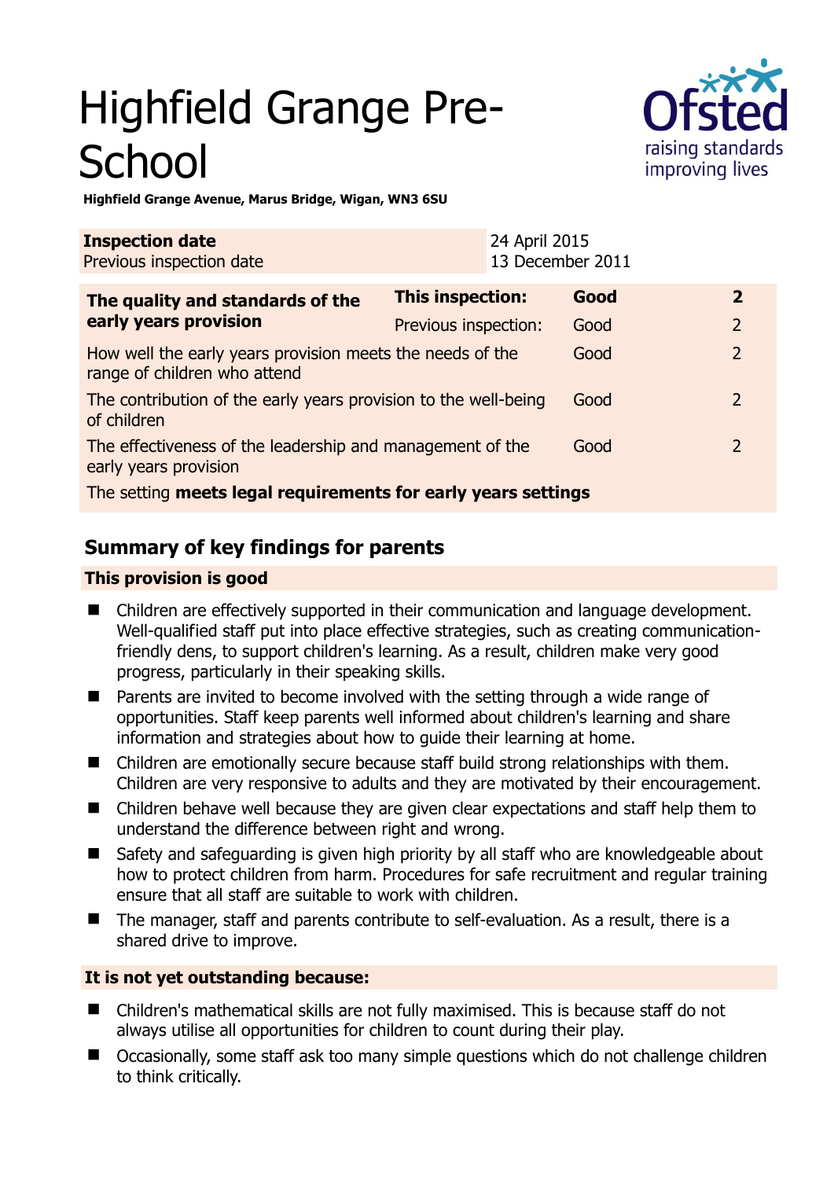# Highfield Grange Pre-School

**Highfield Grange Avenue, Marus Bridge, Wigan, WN3 6SU**

| **Inspection date** | 24 April 2015 |
|---|---|
| Previous inspection date | 13 December 2011 |

| **The quality and standards of the early years provision** | **This inspection:** | **Good** | **2** |
|---|---|---|---|
| | Previous inspection: | Good | 2 |
| How well the early years provision meets the needs of the range of children who attend | | Good | 2 |
| The contribution of the early years provision to the well-being of children | | Good | 2 |
| The effectiveness of the leadership and management of the early years provision | | Good | 2 |
| The setting **meets legal requirements for early years settings** | | | |

## Summary of key findings for parents

### This provision is good

- Children are effectively supported in their communication and language development. Well-qualified staff put into place effective strategies, such as creating communication-friendly dens, to support children's learning. As a result, children make very good progress, particularly in their speaking skills.
- Parents are invited to become involved with the setting through a wide range of opportunities. Staff keep parents well informed about children's learning and share information and strategies about how to guide their learning at home.
- Children are emotionally secure because staff build strong relationships with them. Children are very responsive to adults and they are motivated by their encouragement.
- Children behave well because they are given clear expectations and staff help them to understand the difference between right and wrong.
- Safety and safeguarding is given high priority by all staff who are knowledgeable about how to protect children from harm. Procedures for safe recruitment and regular training ensure that all staff are suitable to work with children.
- The manager, staff and parents contribute to self-evaluation. As a result, there is a shared drive to improve.

### It is not yet outstanding because:

- Children's mathematical skills are not fully maximised. This is because staff do not always utilise all opportunities for children to count during their play.
- Occasionally, some staff ask too many simple questions which do not challenge children to think critically.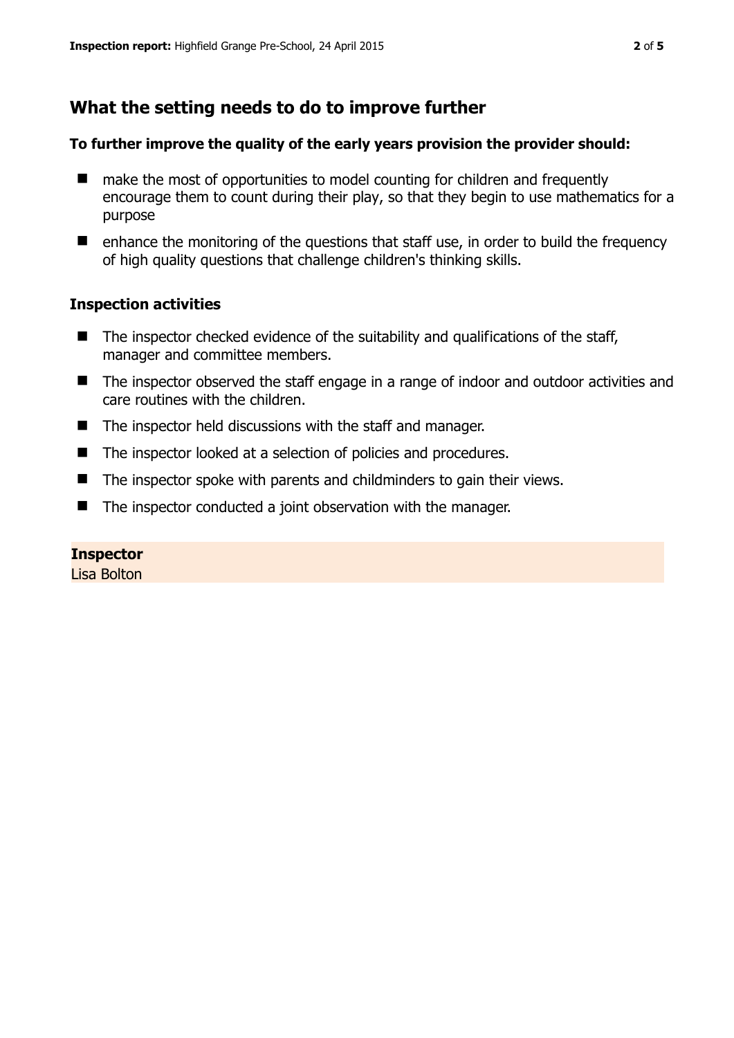## What the setting needs to do to improve further

**To further improve the quality of the early years provision the provider should:**

- make the most of opportunities to model counting for children and frequently encourage them to count during their play, so that they begin to use mathematics for a purpose
- enhance the monitoring of the questions that staff use, in order to build the frequency of high quality questions that challenge children's thinking skills.

### Inspection activities

- The inspector checked evidence of the suitability and qualifications of the staff, manager and committee members.
- The inspector observed the staff engage in a range of indoor and outdoor activities and care routines with the children.
- The inspector held discussions with the staff and manager.
- The inspector looked at a selection of policies and procedures.
- The inspector spoke with parents and childminders to gain their views.
- The inspector conducted a joint observation with the manager.

**Inspector**
Lisa Bolton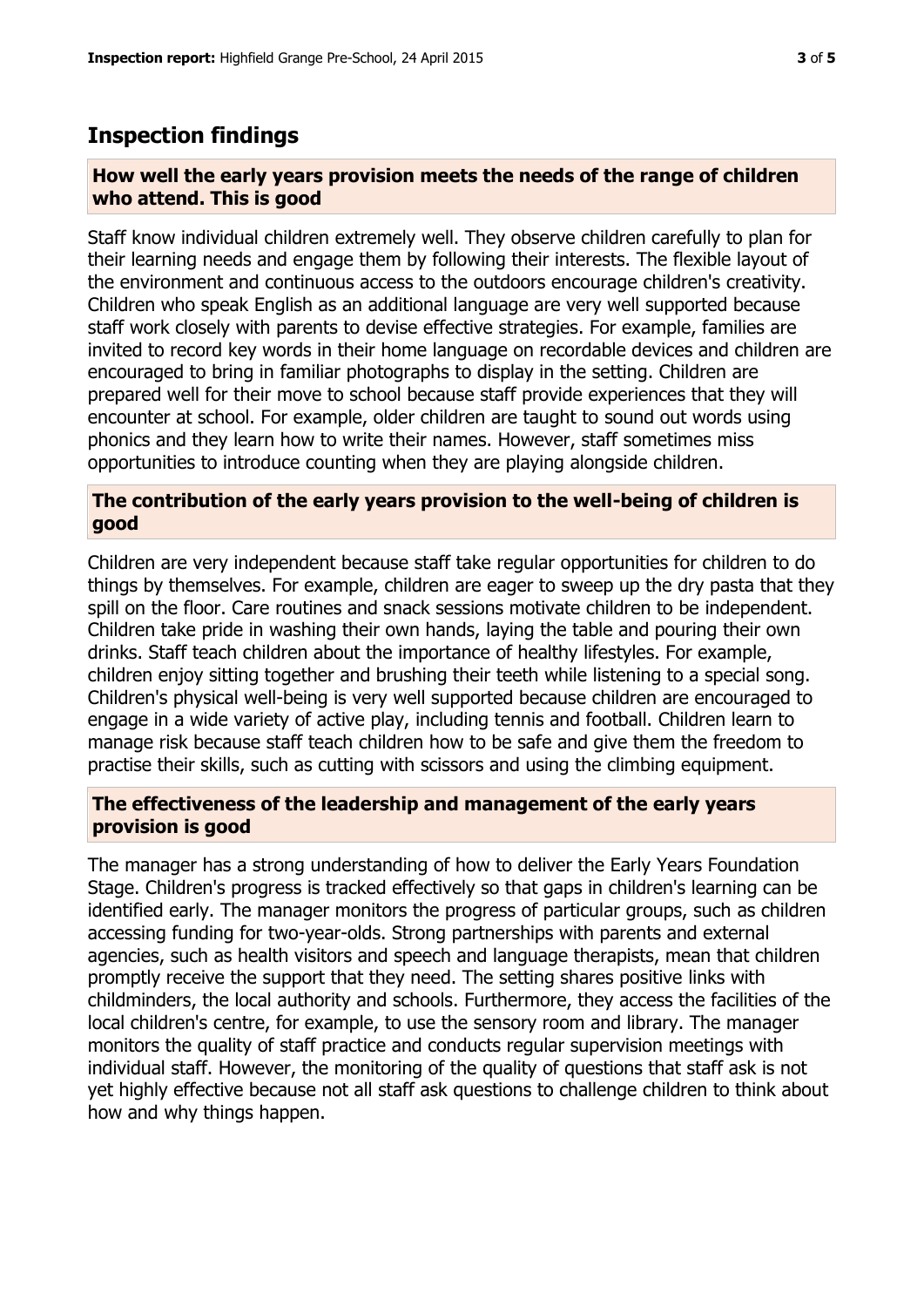## Inspection findings

### How well the early years provision meets the needs of the range of children who attend. This is good

Staff know individual children extremely well. They observe children carefully to plan for their learning needs and engage them by following their interests. The flexible layout of the environment and continuous access to the outdoors encourage children's creativity. Children who speak English as an additional language are very well supported because staff work closely with parents to devise effective strategies. For example, families are invited to record key words in their home language on recordable devices and children are encouraged to bring in familiar photographs to display in the setting. Children are prepared well for their move to school because staff provide experiences that they will encounter at school. For example, older children are taught to sound out words using phonics and they learn how to write their names. However, staff sometimes miss opportunities to introduce counting when they are playing alongside children.

### The contribution of the early years provision to the well-being of children is good

Children are very independent because staff take regular opportunities for children to do things by themselves. For example, children are eager to sweep up the dry pasta that they spill on the floor. Care routines and snack sessions motivate children to be independent. Children take pride in washing their own hands, laying the table and pouring their own drinks. Staff teach children about the importance of healthy lifestyles. For example, children enjoy sitting together and brushing their teeth while listening to a special song. Children's physical well-being is very well supported because children are encouraged to engage in a wide variety of active play, including tennis and football. Children learn to manage risk because staff teach children how to be safe and give them the freedom to practise their skills, such as cutting with scissors and using the climbing equipment.

### The effectiveness of the leadership and management of the early years provision is good

The manager has a strong understanding of how to deliver the Early Years Foundation Stage. Children's progress is tracked effectively so that gaps in children's learning can be identified early. The manager monitors the progress of particular groups, such as children accessing funding for two-year-olds. Strong partnerships with parents and external agencies, such as health visitors and speech and language therapists, mean that children promptly receive the support that they need. The setting shares positive links with childminders, the local authority and schools. Furthermore, they access the facilities of the local children's centre, for example, to use the sensory room and library. The manager monitors the quality of staff practice and conducts regular supervision meetings with individual staff. However, the monitoring of the quality of questions that staff ask is not yet highly effective because not all staff ask questions to challenge children to think about how and why things happen.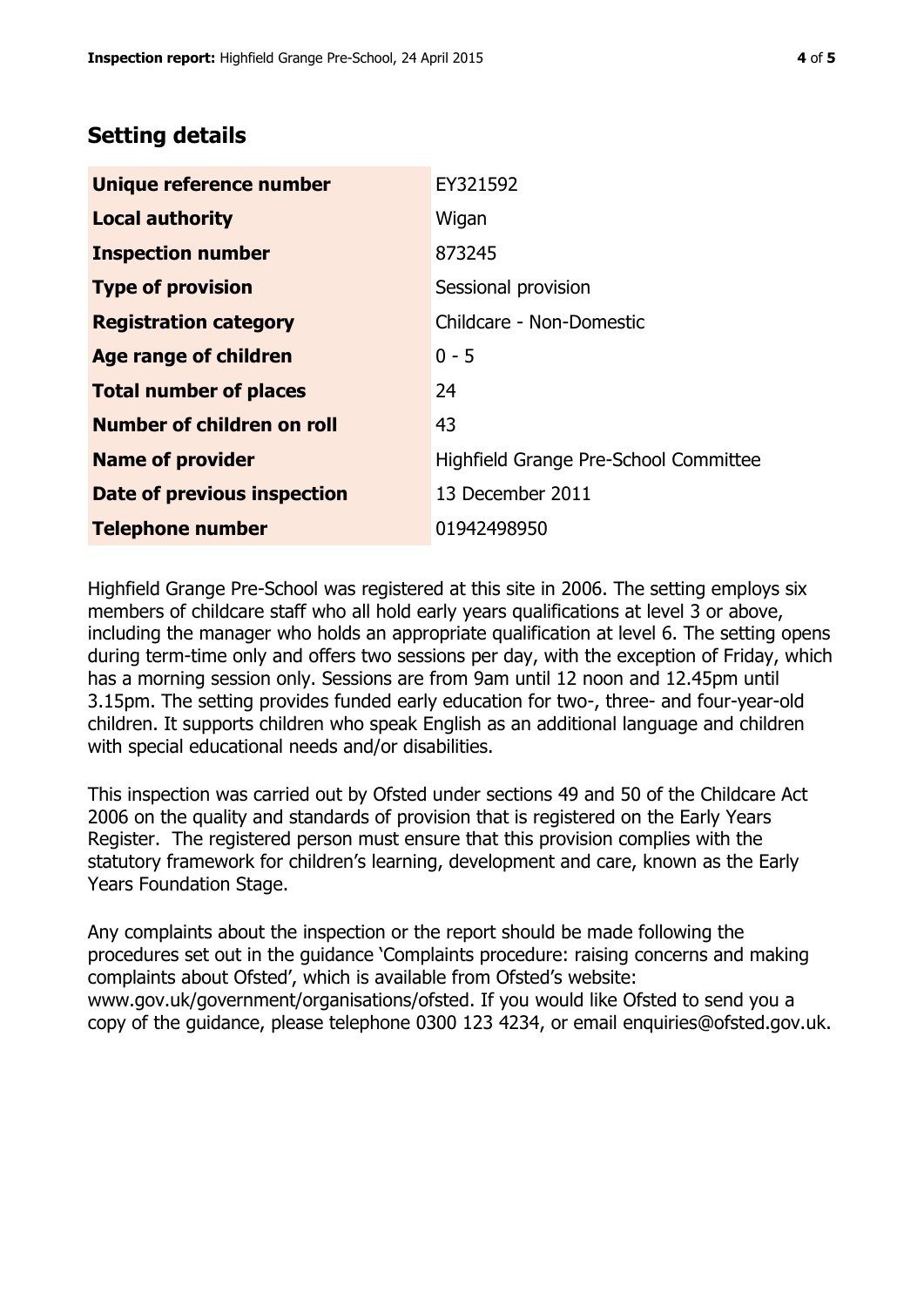## Setting details

| | |
|---|---|
| **Unique reference number** | EY321592 |
| **Local authority** | Wigan |
| **Inspection number** | 873245 |
| **Type of provision** | Sessional provision |
| **Registration category** | Childcare - Non-Domestic |
| **Age range of children** | 0 - 5 |
| **Total number of places** | 24 |
| **Number of children on roll** | 43 |
| **Name of provider** | Highfield Grange Pre-School Committee |
| **Date of previous inspection** | 13 December 2011 |
| **Telephone number** | 01942498950 |

Highfield Grange Pre-School was registered at this site in 2006. The setting employs six members of childcare staff who all hold early years qualifications at level 3 or above, including the manager who holds an appropriate qualification at level 6. The setting opens during term-time only and offers two sessions per day, with the exception of Friday, which has a morning session only. Sessions are from 9am until 12 noon and 12.45pm until 3.15pm. The setting provides funded early education for two-, three- and four-year-old children. It supports children who speak English as an additional language and children with special educational needs and/or disabilities.

This inspection was carried out by Ofsted under sections 49 and 50 of the Childcare Act 2006 on the quality and standards of provision that is registered on the Early Years Register. The registered person must ensure that this provision complies with the statutory framework for children's learning, development and care, known as the Early Years Foundation Stage.

Any complaints about the inspection or the report should be made following the procedures set out in the guidance 'Complaints procedure: raising concerns and making complaints about Ofsted', which is available from Ofsted's website: www.gov.uk/government/organisations/ofsted. If you would like Ofsted to send you a copy of the guidance, please telephone 0300 123 4234, or email enquiries@ofsted.gov.uk.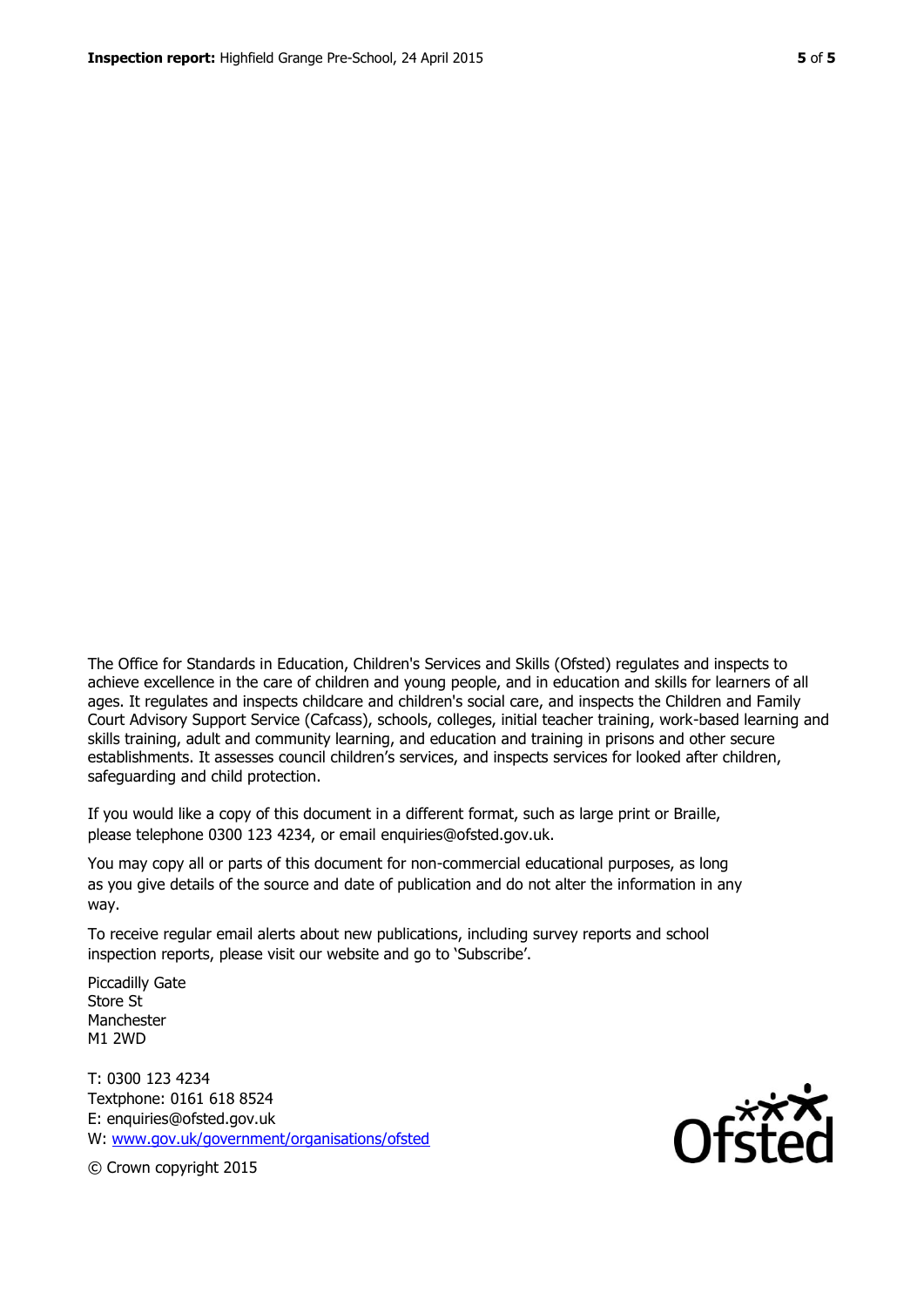The Office for Standards in Education, Children's Services and Skills (Ofsted) regulates and inspects to achieve excellence in the care of children and young people, and in education and skills for learners of all ages. It regulates and inspects childcare and children's social care, and inspects the Children and Family Court Advisory Support Service (Cafcass), schools, colleges, initial teacher training, work-based learning and skills training, adult and community learning, and education and training in prisons and other secure establishments. It assesses council children's services, and inspects services for looked after children, safeguarding and child protection.

If you would like a copy of this document in a different format, such as large print or Braille, please telephone 0300 123 4234, or email enquiries@ofsted.gov.uk.

You may copy all or parts of this document for non-commercial educational purposes, as long as you give details of the source and date of publication and do not alter the information in any way.

To receive regular email alerts about new publications, including survey reports and school inspection reports, please visit our website and go to 'Subscribe'.

Piccadilly Gate
Store St
Manchester
M1 2WD

T: 0300 123 4234
Textphone: 0161 618 8524
E: enquiries@ofsted.gov.uk
W: [www.gov.uk/government/organisations/ofsted](www.gov.uk/government/organisations/ofsted)

© Crown copyright 2015